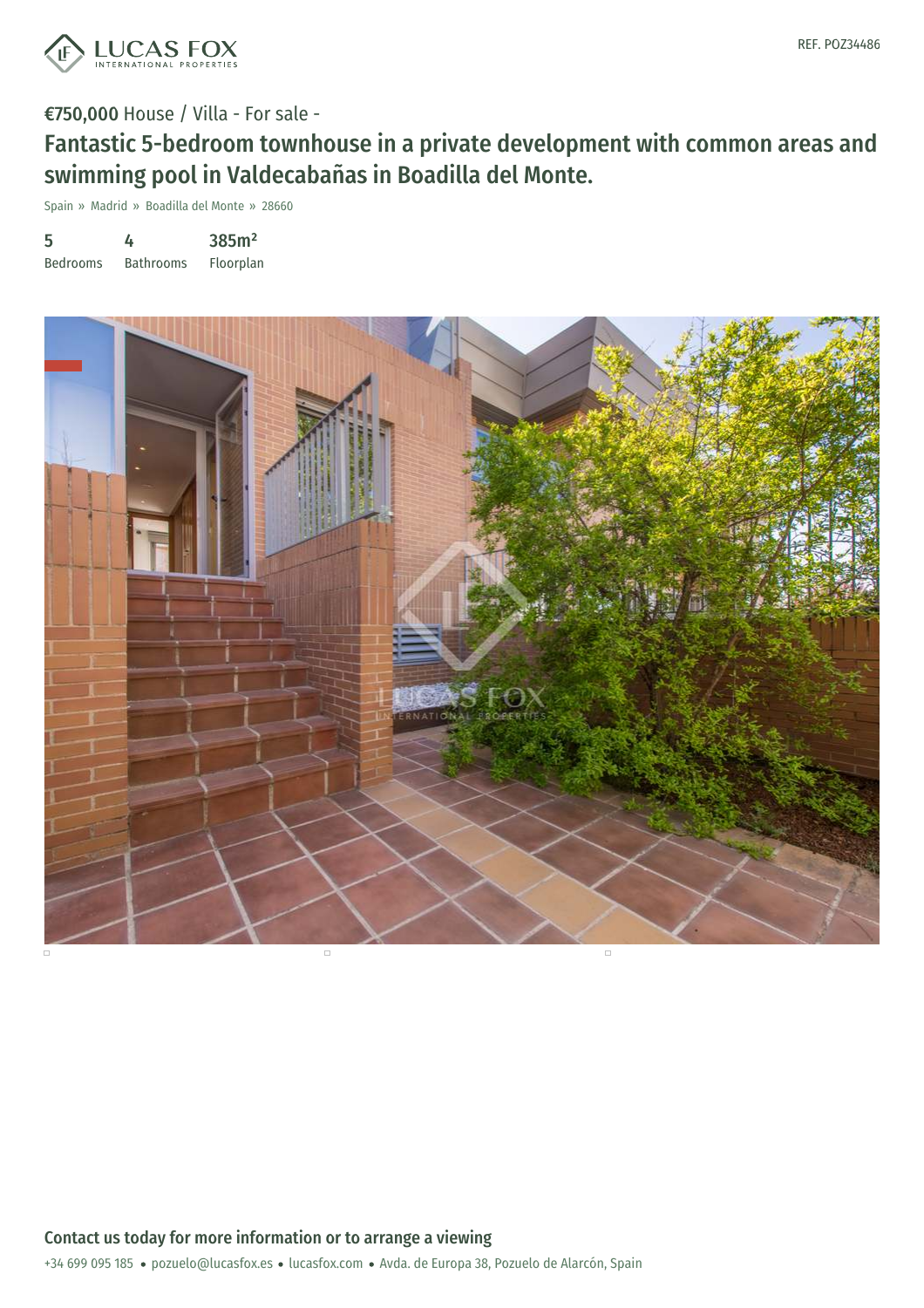REF. POZ34486

**€750,000** House / Villa - For sale -

# Fantastic 5-bedroom townhouse in a private development with common areas and swimming pool in Valdecabañas in Boadilla del Monte.

Spain » Madrid » Boadilla del Monte » 28660

| 5 | 4 | 385m² |
|---|---|---|
| Bedrooms | Bathrooms | Floorplan |

## Contact us today for more information or to arrange a viewing

+34 699 095 185 • pozuelo@lucasfox.es • lucasfox.com • Avda. de Europa 38, Pozuelo de Alarcón, Spain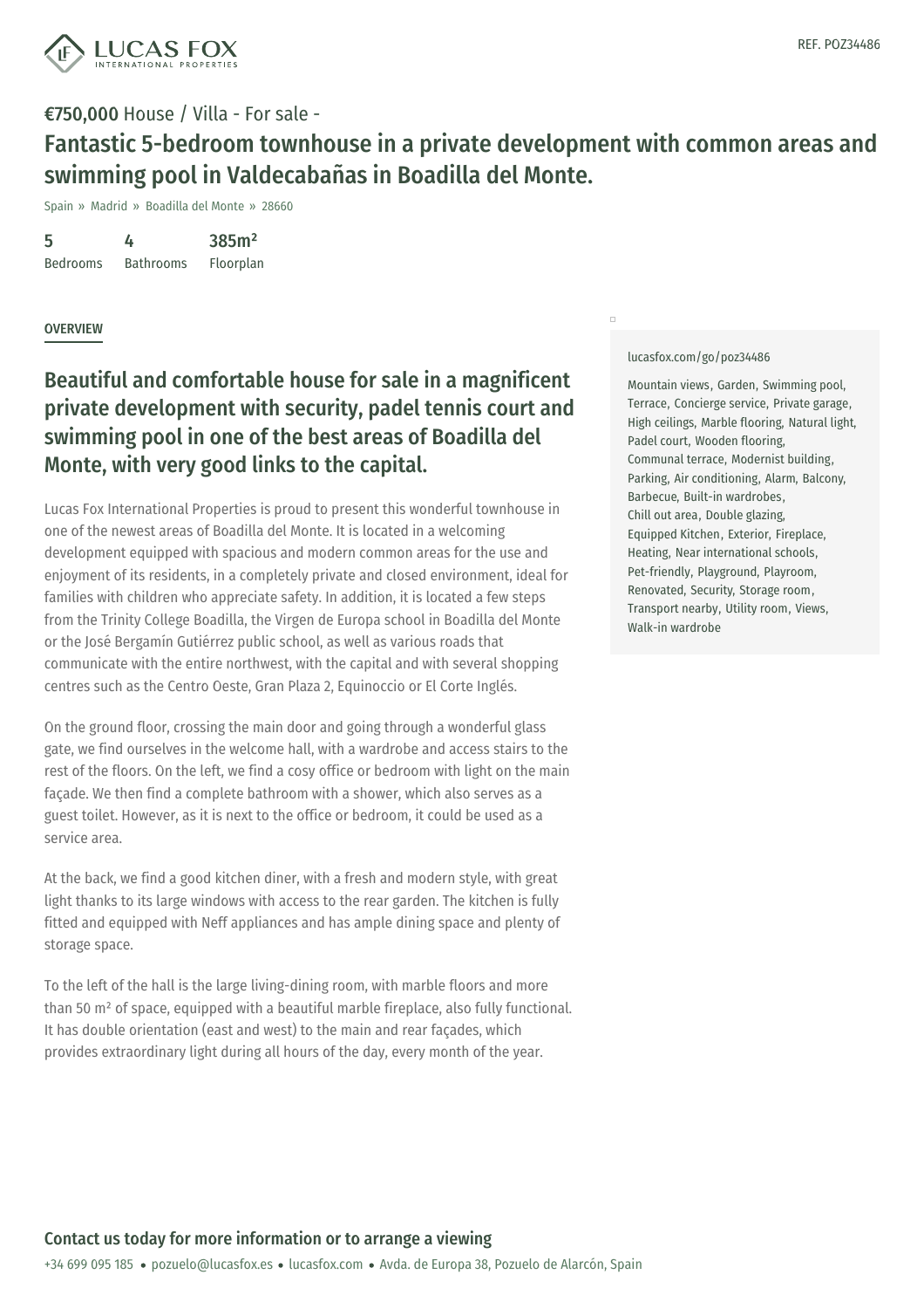LUCAS FOX INTERNATIONAL PROPERTIES

REF. POZ34486

**€750,000** House / Villa - For sale -

# Fantastic 5-bedroom townhouse in a private development with common areas and swimming pool in Valdecabañas in Boadilla del Monte.

Spain » Madrid » Boadilla del Monte » 28660

| 5 | 4 | 385m² |
|---|---|---|
| Bedrooms | Bathrooms | Floorplan |

## OVERVIEW

## Beautiful and comfortable house for sale in a magnificent private development with security, padel tennis court and swimming pool in one of the best areas of Boadilla del Monte, with very good links to the capital.

Lucas Fox International Properties is proud to present this wonderful townhouse in one of the newest areas of Boadilla del Monte. It is located in a welcoming development equipped with spacious and modern common areas for the use and enjoyment of its residents, in a completely private and closed environment, ideal for families with children who appreciate safety. In addition, it is located a few steps from the Trinity College Boadilla, the Virgen de Europa school in Boadilla del Monte or the José Bergamín Gutiérrez public school, as well as various roads that communicate with the entire northwest, with the capital and with several shopping centres such as the Centro Oeste, Gran Plaza 2, Equinoccio or El Corte Inglés.

On the ground floor, crossing the main door and going through a wonderful glass gate, we find ourselves in the welcome hall, with a wardrobe and access stairs to the rest of the floors. On the left, we find a cosy office or bedroom with light on the main façade. We then find a complete bathroom with a shower, which also serves as a guest toilet. However, as it is next to the office or bedroom, it could be used as a service area.

At the back, we find a good kitchen diner, with a fresh and modern style, with great light thanks to its large windows with access to the rear garden. The kitchen is fully fitted and equipped with Neff appliances and has ample dining space and plenty of storage space.

To the left of the hall is the large living-dining room, with marble floors and more than 50 m² of space, equipped with a beautiful marble fireplace, also fully functional. It has double orientation (east and west) to the main and rear façades, which provides extraordinary light during all hours of the day, every month of the year.

lucasfox.com/go/poz34486

Mountain views, Garden, Swimming pool, Terrace, Concierge service, Private garage, High ceilings, Marble flooring, Natural light, Padel court, Wooden flooring, Communal terrace, Modernist building, Parking, Air conditioning, Alarm, Balcony, Barbecue, Built-in wardrobes, Chill out area, Double glazing, Equipped Kitchen, Exterior, Fireplace, Heating, Near international schools, Pet-friendly, Playground, Playroom, Renovated, Security, Storage room, Transport nearby, Utility room, Views, Walk-in wardrobe

**Contact us today for more information or to arrange a viewing**

+34 699 095 185 • pozuelo@lucasfox.es • lucasfox.com • Avda. de Europa 38, Pozuelo de Alarcón, Spain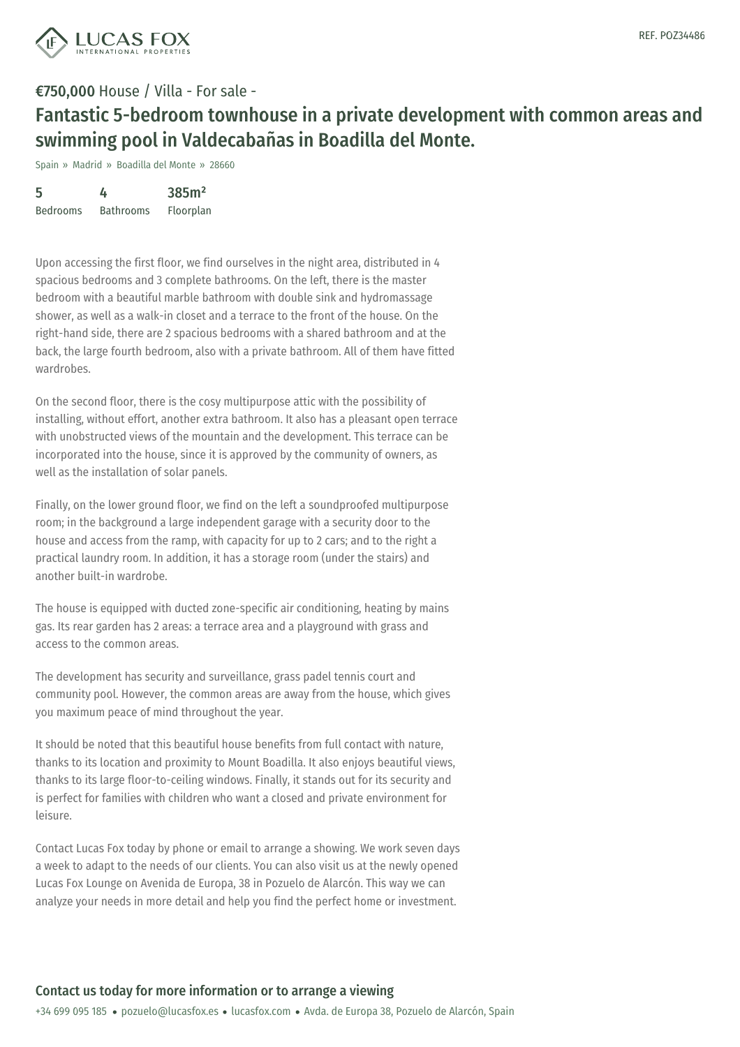REF. POZ34486

**€750,000** House / Villa - For sale -

# Fantastic 5-bedroom townhouse in a private development with common areas and swimming pool in Valdecabañas in Boadilla del Monte.

Spain » Madrid » Boadilla del Monte » 28660

| 5 | 4 | 385m² |
|---|---|---|
| Bedrooms | Bathrooms | Floorplan |

Upon accessing the first floor, we find ourselves in the night area, distributed in 4 spacious bedrooms and 3 complete bathrooms. On the left, there is the master bedroom with a beautiful marble bathroom with double sink and hydromassage shower, as well as a walk-in closet and a terrace to the front of the house. On the right-hand side, there are 2 spacious bedrooms with a shared bathroom and at the back, the large fourth bedroom, also with a private bathroom. All of them have fitted wardrobes.

On the second floor, there is the cosy multipurpose attic with the possibility of installing, without effort, another extra bathroom. It also has a pleasant open terrace with unobstructed views of the mountain and the development. This terrace can be incorporated into the house, since it is approved by the community of owners, as well as the installation of solar panels.

Finally, on the lower ground floor, we find on the left a soundproofed multipurpose room; in the background a large independent garage with a security door to the house and access from the ramp, with capacity for up to 2 cars; and to the right a practical laundry room. In addition, it has a storage room (under the stairs) and another built-in wardrobe.

The house is equipped with ducted zone-specific air conditioning, heating by mains gas. Its rear garden has 2 areas: a terrace area and a playground with grass and access to the common areas.

The development has security and surveillance, grass padel tennis court and community pool. However, the common areas are away from the house, which gives you maximum peace of mind throughout the year.

It should be noted that this beautiful house benefits from full contact with nature, thanks to its location and proximity to Mount Boadilla. It also enjoys beautiful views, thanks to its large floor-to-ceiling windows. Finally, it stands out for its security and is perfect for families with children who want a closed and private environment for leisure.

Contact Lucas Fox today by phone or email to arrange a showing. We work seven days a week to adapt to the needs of our clients. You can also visit us at the newly opened Lucas Fox Lounge on Avenida de Europa, 38 in Pozuelo de Alarcón. This way we can analyze your needs in more detail and help you find the perfect home or investment.

## Contact us today for more information or to arrange a viewing

+34 699 095 185 • pozuelo@lucasfox.es • lucasfox.com • Avda. de Europa 38, Pozuelo de Alarcón, Spain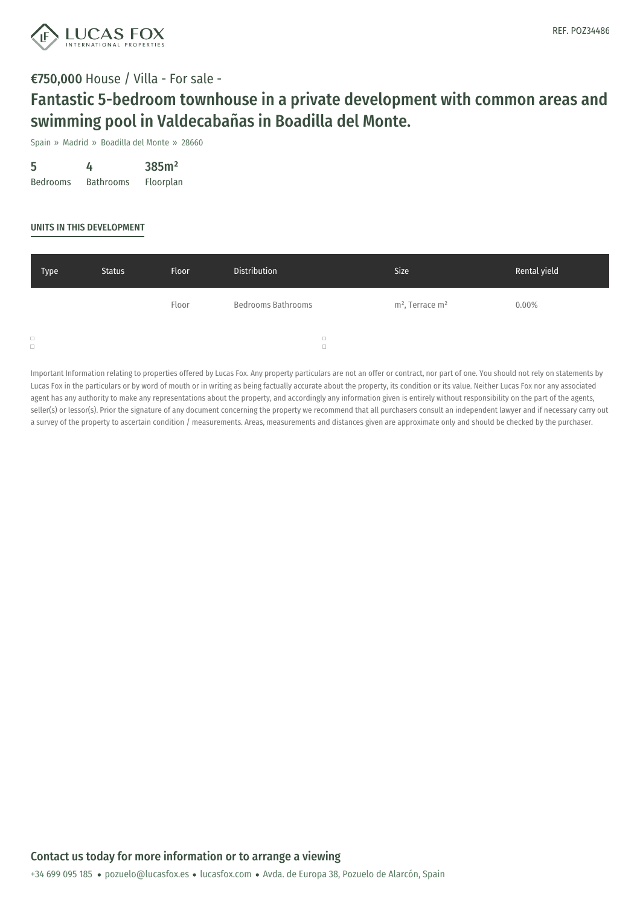LUCAS FOX INTERNATIONAL PROPERTIES

REF. POZ34486

**€750,000** House / Villa - For sale -

# Fantastic 5-bedroom townhouse in a private development with common areas and swimming pool in Valdecabañas in Boadilla del Monte.

Spain » Madrid » Boadilla del Monte » 28660

| 5 | 4 | 385m² |
|---|---|---|
| Bedrooms | Bathrooms | Floorplan |

## UNITS IN THIS DEVELOPMENT

| Type | Status | Floor | Distribution | Size | Rental yield |
|---|---|---|---|---|---|
| | | Floor | Bedrooms Bathrooms | m², Terrace m² | 0.00% |

Important Information relating to properties offered by Lucas Fox. Any property particulars are not an offer or contract, nor part of one. You should not rely on statements by Lucas Fox in the particulars or by word of mouth or in writing as being factually accurate about the property, its condition or its value. Neither Lucas Fox nor any associated agent has any authority to make any representations about the property, and accordingly any information given is entirely without responsibility on the part of the agents, seller(s) or lessor(s). Prior the signature of any document concerning the property we recommend that all purchasers consult an independent lawyer and if necessary carry out a survey of the property to ascertain condition / measurements. Areas, measurements and distances given are approximate only and should be checked by the purchaser.

## Contact us today for more information or to arrange a viewing

+34 699 095 185 • pozuelo@lucasfox.es • lucasfox.com • Avda. de Europa 38, Pozuelo de Alarcón, Spain